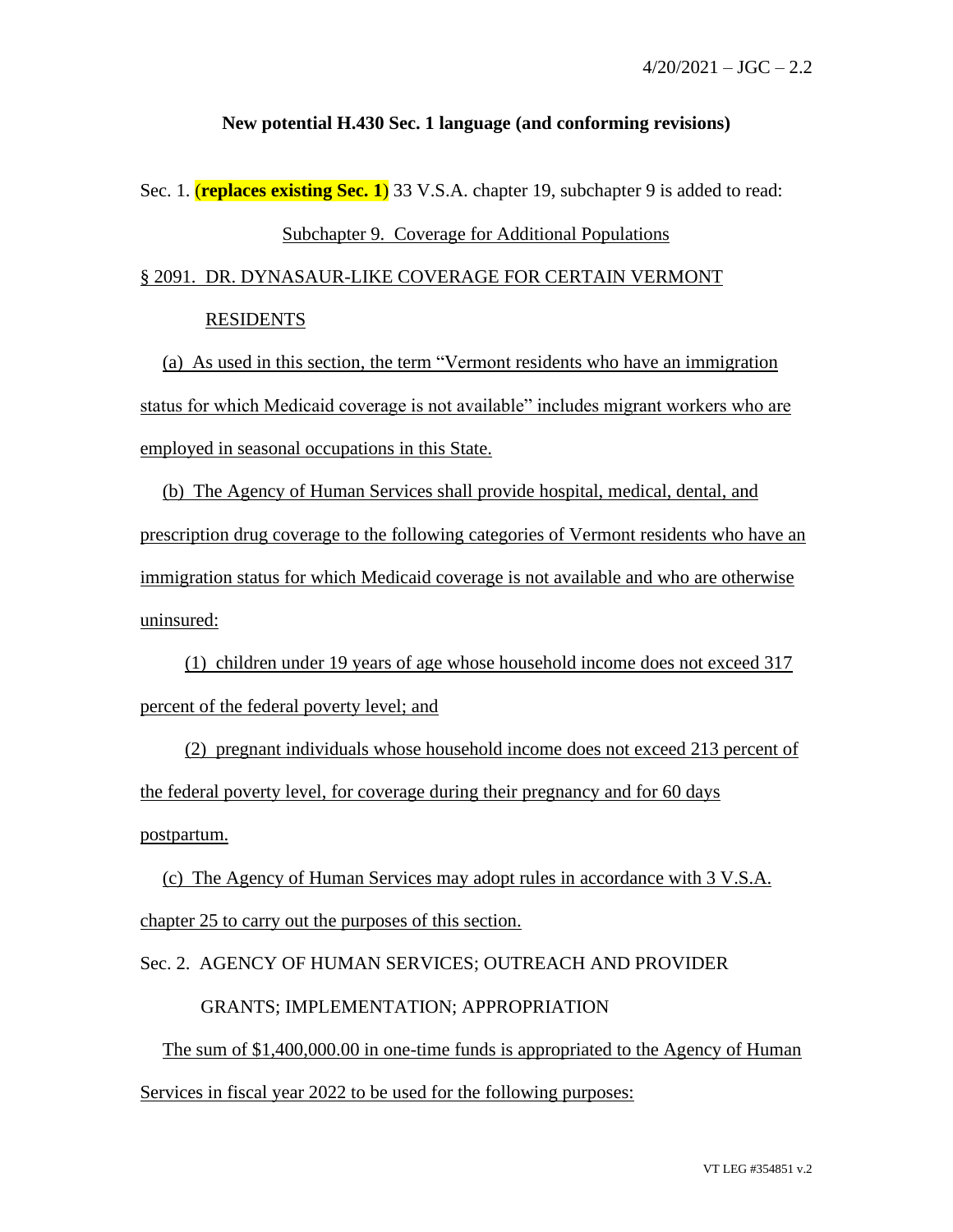4/20/2021 – JGC – 2.2

**New potential H.430 Sec. 1 language (and conforming revisions)**

Sec. 1. (**replaces existing Sec. 1**) 33 V.S.A. chapter 19, subchapter 9 is added to read:

Subchapter 9. Coverage for Additional Populations

§ 2091. DR. DYNASAUR-LIKE COVERAGE FOR CERTAIN VERMONT RESIDENTS

(a) As used in this section, the term "Vermont residents who have an immigration status for which Medicaid coverage is not available" includes migrant workers who are employed in seasonal occupations in this State.

(b) The Agency of Human Services shall provide hospital, medical, dental, and prescription drug coverage to the following categories of Vermont residents who have an immigration status for which Medicaid coverage is not available and who are otherwise uninsured:

(1) children under 19 years of age whose household income does not exceed 317 percent of the federal poverty level; and

(2) pregnant individuals whose household income does not exceed 213 percent of the federal poverty level, for coverage during their pregnancy and for 60 days postpartum.

(c) The Agency of Human Services may adopt rules in accordance with 3 V.S.A. chapter 25 to carry out the purposes of this section.

Sec. 2. AGENCY OF HUMAN SERVICES; OUTREACH AND PROVIDER GRANTS; IMPLEMENTATION; APPROPRIATION

The sum of $1,400,000.00 in one-time funds is appropriated to the Agency of Human Services in fiscal year 2022 to be used for the following purposes: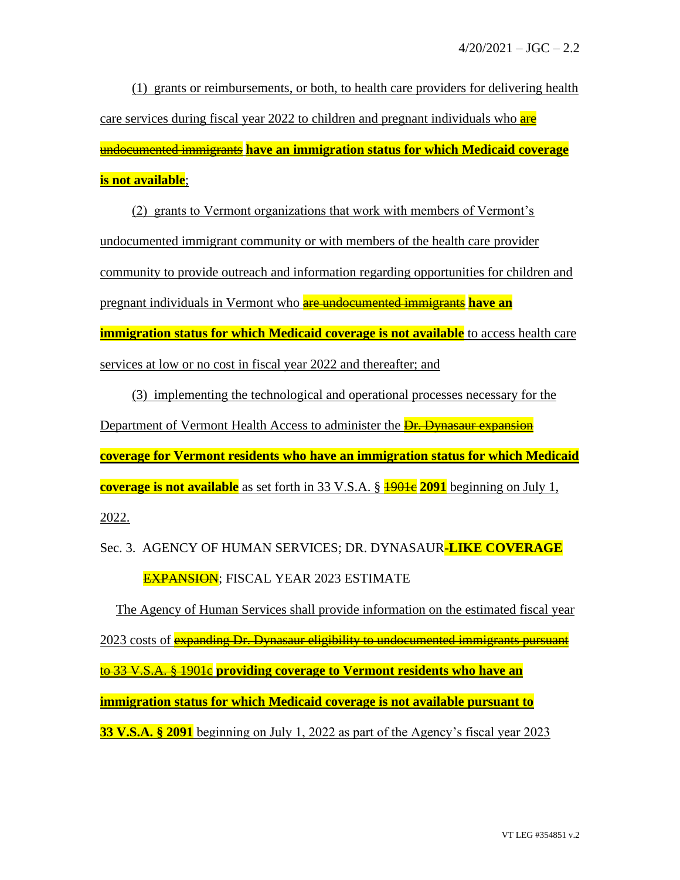(1) grants or reimbursements, or both, to health care providers for delivering health care services during fiscal year 2022 to children and pregnant individuals who ~~are undocumented immigrants~~ **have an immigration status for which Medicaid coverage is not available**;

(2) grants to Vermont organizations that work with members of Vermont's undocumented immigrant community or with members of the health care provider community to provide outreach and information regarding opportunities for children and pregnant individuals in Vermont who ~~are undocumented immigrants~~ **have an immigration status for which Medicaid coverage is not available** to access health care services at low or no cost in fiscal year 2022 and thereafter; and

(3) implementing the technological and operational processes necessary for the Department of Vermont Health Access to administer the ~~Dr. Dynasaur expansion~~ **coverage for Vermont residents who have an immigration status for which Medicaid coverage is not available** as set forth in 33 V.S.A. § ~~1901c~~ **2091** beginning on July 1, 2022.

Sec. 3. AGENCY OF HUMAN SERVICES; DR. DYNASAUR**-LIKE COVERAGE** ~~EXPANSION~~; FISCAL YEAR 2023 ESTIMATE

The Agency of Human Services shall provide information on the estimated fiscal year 2023 costs of ~~expanding Dr. Dynasaur eligibility to undocumented immigrants pursuant to 33 V.S.A. § 1901c~~ **providing coverage to Vermont residents who have an immigration status for which Medicaid coverage is not available pursuant to 33 V.S.A. § 2091** beginning on July 1, 2022 as part of the Agency's fiscal year 2023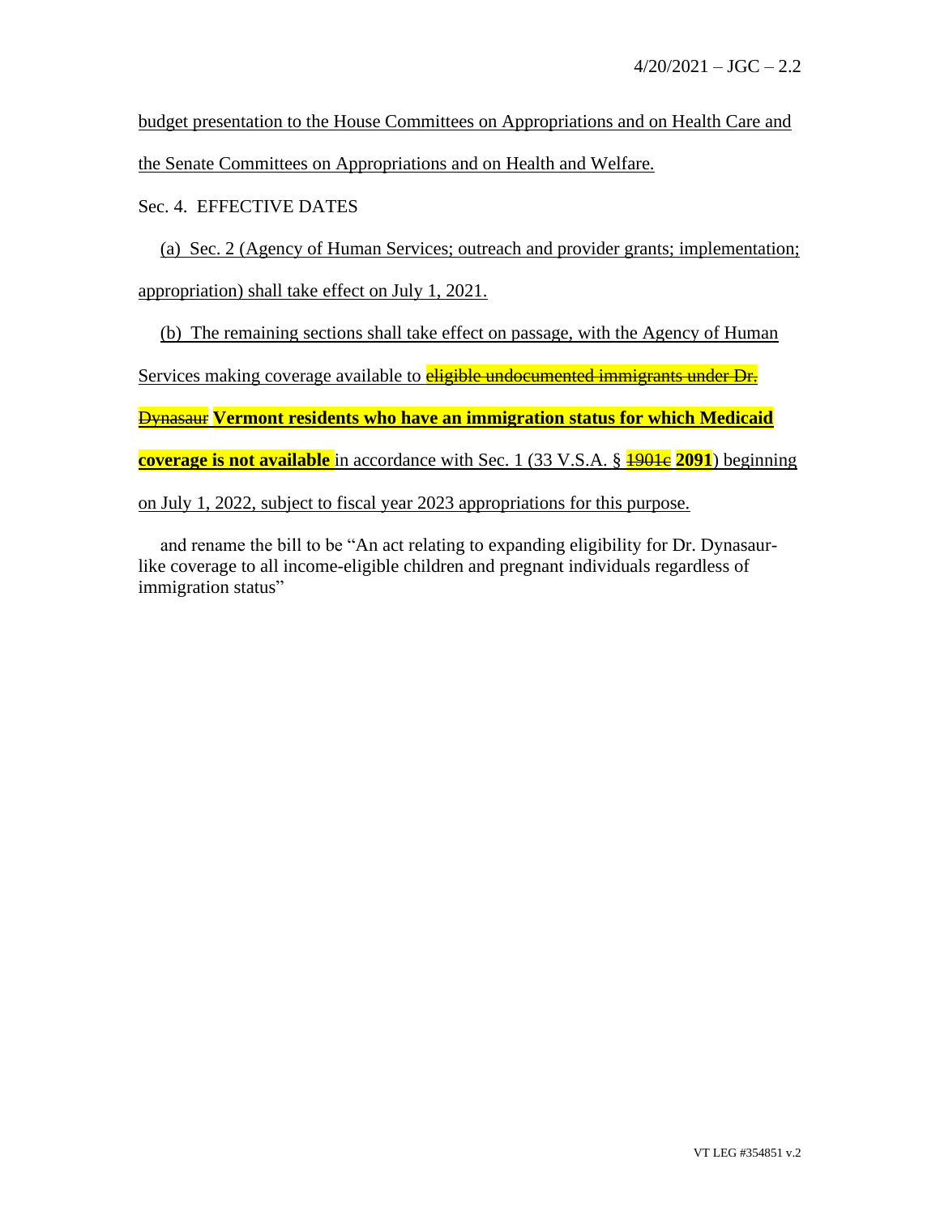budget presentation to the House Committees on Appropriations and on Health Care and the Senate Committees on Appropriations and on Health and Welfare.

Sec. 4. EFFECTIVE DATES

(a) Sec. 2 (Agency of Human Services; outreach and provider grants; implementation; appropriation) shall take effect on July 1, 2021.

(b) The remaining sections shall take effect on passage, with the Agency of Human Services making coverage available to ~~eligible undocumented immigrants under Dr. Dynasaur~~ **Vermont residents who have an immigration status for which Medicaid coverage is not available** in accordance with Sec. 1 (33 V.S.A. § ~~1901c~~ **2091**) beginning on July 1, 2022, subject to fiscal year 2023 appropriations for this purpose.

and rename the bill to be "An act relating to expanding eligibility for Dr. Dynasaur-like coverage to all income-eligible children and pregnant individuals regardless of immigration status"